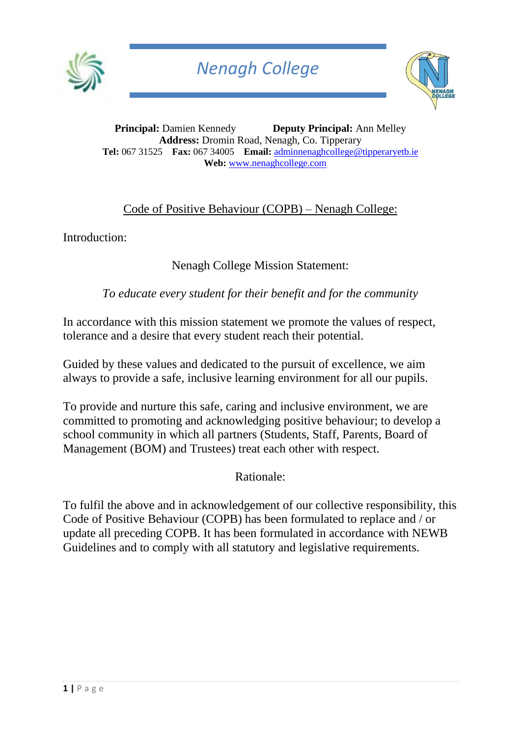# Nenagh College

**Principal:** Damien Kennedy **Deputy Principal:** Ann Melley
**Address:** Dromin Road, Nenagh, Co. Tipperary
**Tel:** 067 31525 **Fax:** 067 34005 **Email:** adminnenaghcollege@tipperaryetb.ie
**Web:** www.nenaghcollege.com

## Code of Positive Behaviour (COPB) – Nenagh College:

Introduction:

Nenagh College Mission Statement:

*To educate every student for their benefit and for the community*

In accordance with this mission statement we promote the values of respect, tolerance and a desire that every student reach their potential.

Guided by these values and dedicated to the pursuit of excellence, we aim always to provide a safe, inclusive learning environment for all our pupils.

To provide and nurture this safe, caring and inclusive environment, we are committed to promoting and acknowledging positive behaviour; to develop a school community in which all partners (Students, Staff, Parents, Board of Management (BOM) and Trustees) treat each other with respect.

Rationale:

To fulfil the above and in acknowledgement of our collective responsibility, this Code of Positive Behaviour (COPB) has been formulated to replace and / or update all preceding COPB. It has been formulated in accordance with NEWB Guidelines and to comply with all statutory and legislative requirements.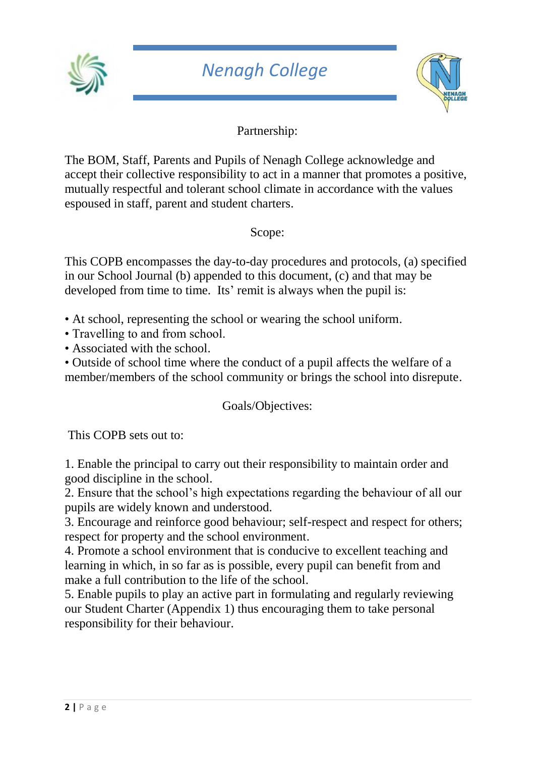## Partnership:

The BOM, Staff, Parents and Pupils of Nenagh College acknowledge and accept their collective responsibility to act in a manner that promotes a positive, mutually respectful and tolerant school climate in accordance with the values espoused in staff, parent and student charters.

## Scope:

This COPB encompasses the day-to-day procedures and protocols, (a) specified in our School Journal (b) appended to this document, (c) and that may be developed from time to time. Its' remit is always when the pupil is:

- At school, representing the school or wearing the school uniform.
- Travelling to and from school.
- Associated with the school.
- Outside of school time where the conduct of a pupil affects the welfare of a member/members of the school community or brings the school into disrepute.

## Goals/Objectives:

This COPB sets out to:

1. Enable the principal to carry out their responsibility to maintain order and good discipline in the school.
2. Ensure that the school's high expectations regarding the behaviour of all our pupils are widely known and understood.
3. Encourage and reinforce good behaviour; self-respect and respect for others; respect for property and the school environment.
4. Promote a school environment that is conducive to excellent teaching and learning in which, in so far as is possible, every pupil can benefit from and make a full contribution to the life of the school.
5. Enable pupils to play an active part in formulating and regularly reviewing our Student Charter (Appendix 1) thus encouraging them to take personal responsibility for their behaviour.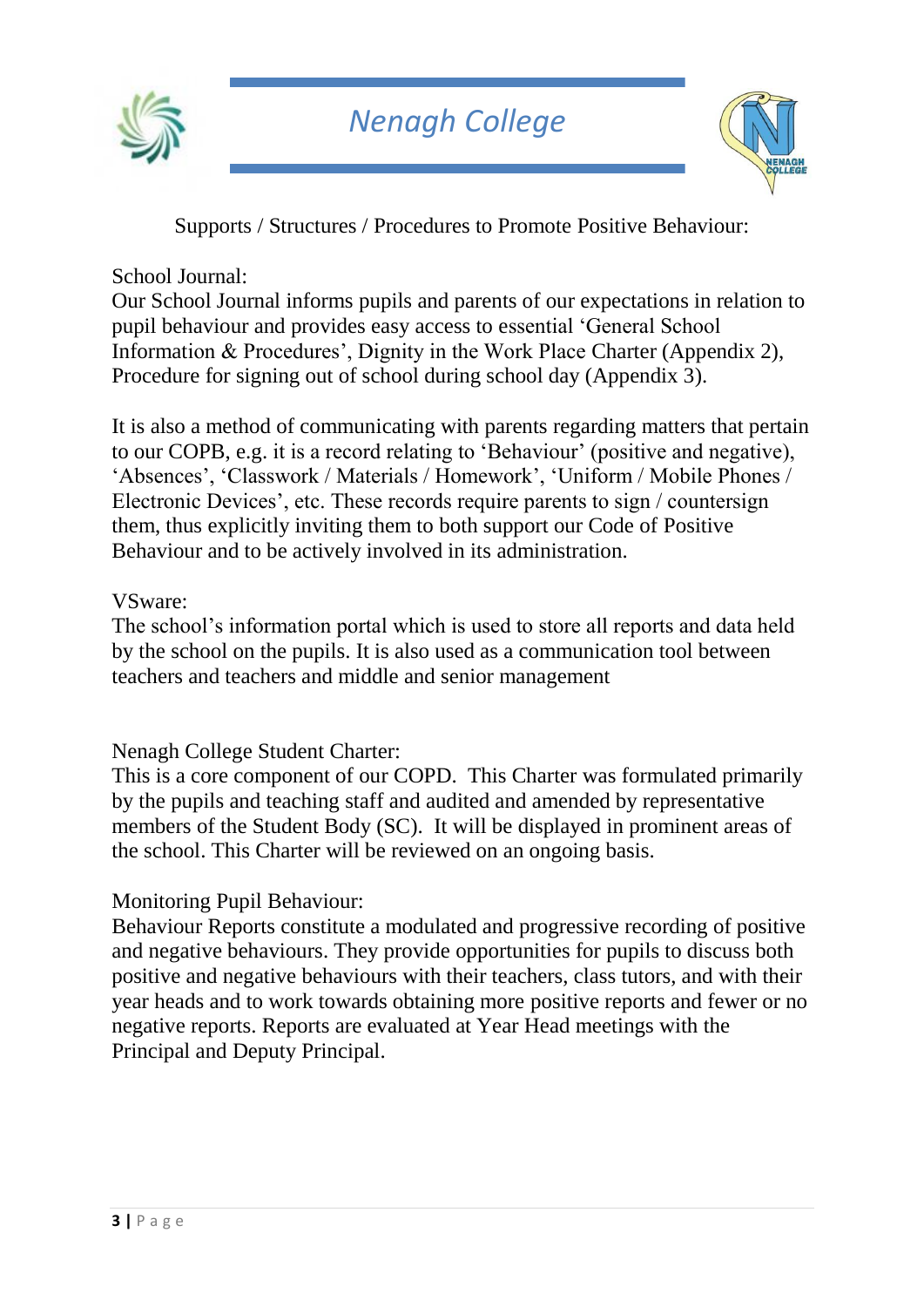Supports / Structures / Procedures to Promote Positive Behaviour:

School Journal:
Our School Journal informs pupils and parents of our expectations in relation to pupil behaviour and provides easy access to essential 'General School Information & Procedures', Dignity in the Work Place Charter (Appendix 2), Procedure for signing out of school during school day (Appendix 3).

It is also a method of communicating with parents regarding matters that pertain to our COPB, e.g. it is a record relating to 'Behaviour' (positive and negative), 'Absences', 'Classwork / Materials / Homework', 'Uniform / Mobile Phones / Electronic Devices', etc. These records require parents to sign / countersign them, thus explicitly inviting them to both support our Code of Positive Behaviour and to be actively involved in its administration.

VSware:
The school's information portal which is used to store all reports and data held by the school on the pupils. It is also used as a communication tool between teachers and teachers and middle and senior management

Nenagh College Student Charter:
This is a core component of our COPD. This Charter was formulated primarily by the pupils and teaching staff and audited and amended by representative members of the Student Body (SC). It will be displayed in prominent areas of the school. This Charter will be reviewed on an ongoing basis.

Monitoring Pupil Behaviour:
Behaviour Reports constitute a modulated and progressive recording of positive and negative behaviours. They provide opportunities for pupils to discuss both positive and negative behaviours with their teachers, class tutors, and with their year heads and to work towards obtaining more positive reports and fewer or no negative reports. Reports are evaluated at Year Head meetings with the Principal and Deputy Principal.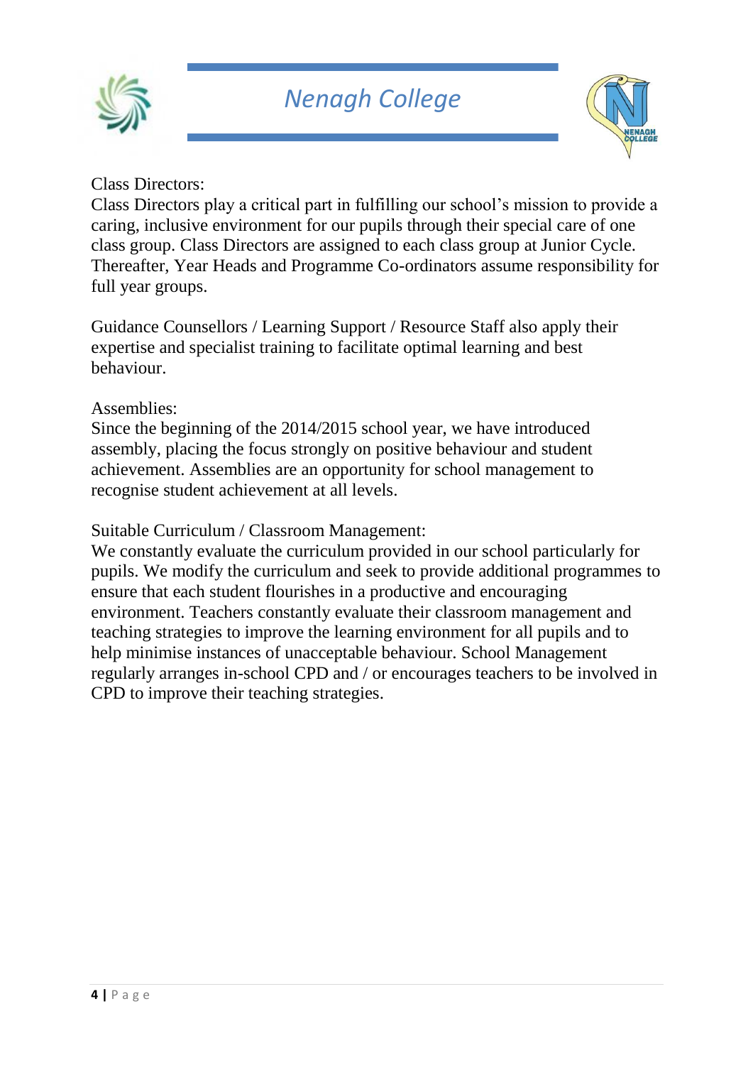Class Directors:
Class Directors play a critical part in fulfilling our school's mission to provide a caring, inclusive environment for our pupils through their special care of one class group. Class Directors are assigned to each class group at Junior Cycle. Thereafter, Year Heads and Programme Co-ordinators assume responsibility for full year groups.

Guidance Counsellors / Learning Support / Resource Staff also apply their expertise and specialist training to facilitate optimal learning and best behaviour.

Assemblies:
Since the beginning of the 2014/2015 school year, we have introduced assembly, placing the focus strongly on positive behaviour and student achievement. Assemblies are an opportunity for school management to recognise student achievement at all levels.

Suitable Curriculum / Classroom Management:
We constantly evaluate the curriculum provided in our school particularly for pupils. We modify the curriculum and seek to provide additional programmes to ensure that each student flourishes in a productive and encouraging environment. Teachers constantly evaluate their classroom management and teaching strategies to improve the learning environment for all pupils and to help minimise instances of unacceptable behaviour. School Management regularly arranges in-school CPD and / or encourages teachers to be involved in CPD to improve their teaching strategies.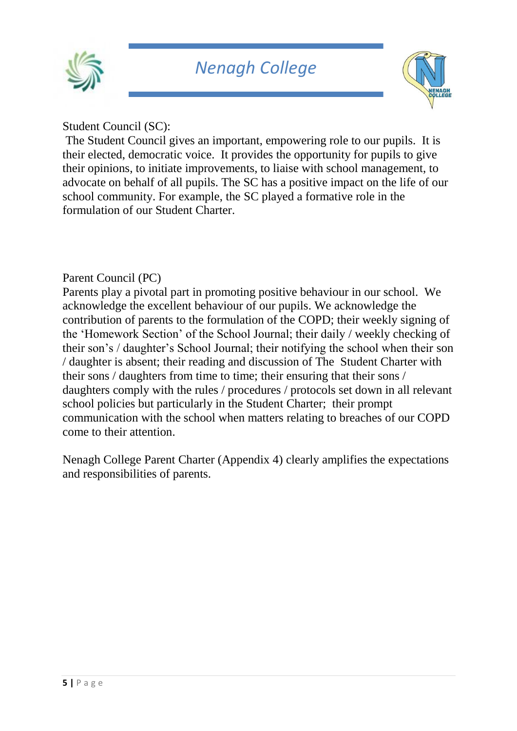Student Council (SC):

The Student Council gives an important, empowering role to our pupils. It is their elected, democratic voice. It provides the opportunity for pupils to give their opinions, to initiate improvements, to liaise with school management, to advocate on behalf of all pupils. The SC has a positive impact on the life of our school community. For example, the SC played a formative role in the formulation of our Student Charter.

Parent Council (PC)

Parents play a pivotal part in promoting positive behaviour in our school. We acknowledge the excellent behaviour of our pupils. We acknowledge the contribution of parents to the formulation of the COPD; their weekly signing of the 'Homework Section' of the School Journal; their daily / weekly checking of their son's / daughter's School Journal; their notifying the school when their son / daughter is absent; their reading and discussion of The Student Charter with their sons / daughters from time to time; their ensuring that their sons / daughters comply with the rules / procedures / protocols set down in all relevant school policies but particularly in the Student Charter; their prompt communication with the school when matters relating to breaches of our COPD come to their attention.

Nenagh College Parent Charter (Appendix 4) clearly amplifies the expectations and responsibilities of parents.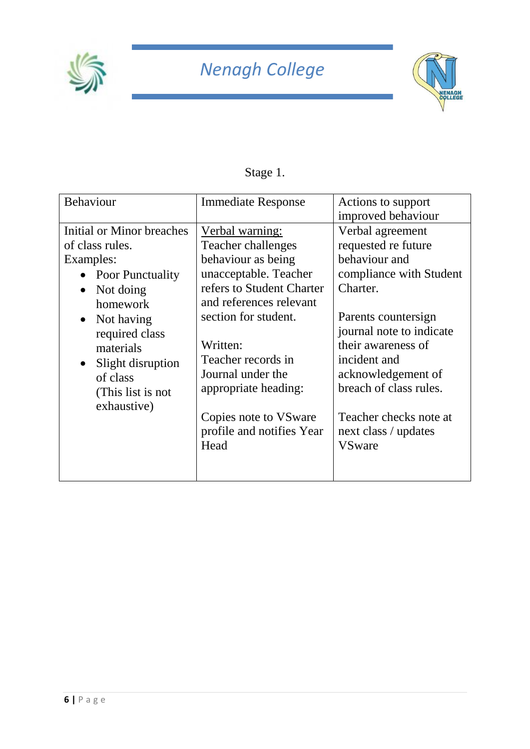Stage 1.

| Behaviour | Immediate Response | Actions to support improved behaviour |
|---|---|---|
| Initial or Minor breaches of class rules.<br>Examples:<br>• Poor Punctuality<br>• Not doing homework<br>• Not having required class materials<br>• Slight disruption of class<br>(This list is not exhaustive) | <u>Verbal warning:</u><br>Teacher challenges behaviour as being unacceptable. Teacher refers to Student Charter and references relevant section for student.<br><br>Written:<br>Teacher records in Journal under the appropriate heading:<br><br>Copies note to VSware profile and notifies Year Head | Verbal agreement requested re future behaviour and compliance with Student Charter.<br><br>Parents countersign journal note to indicate their awareness of incident and acknowledgement of breach of class rules.<br><br>Teacher checks note at next class / updates VSware |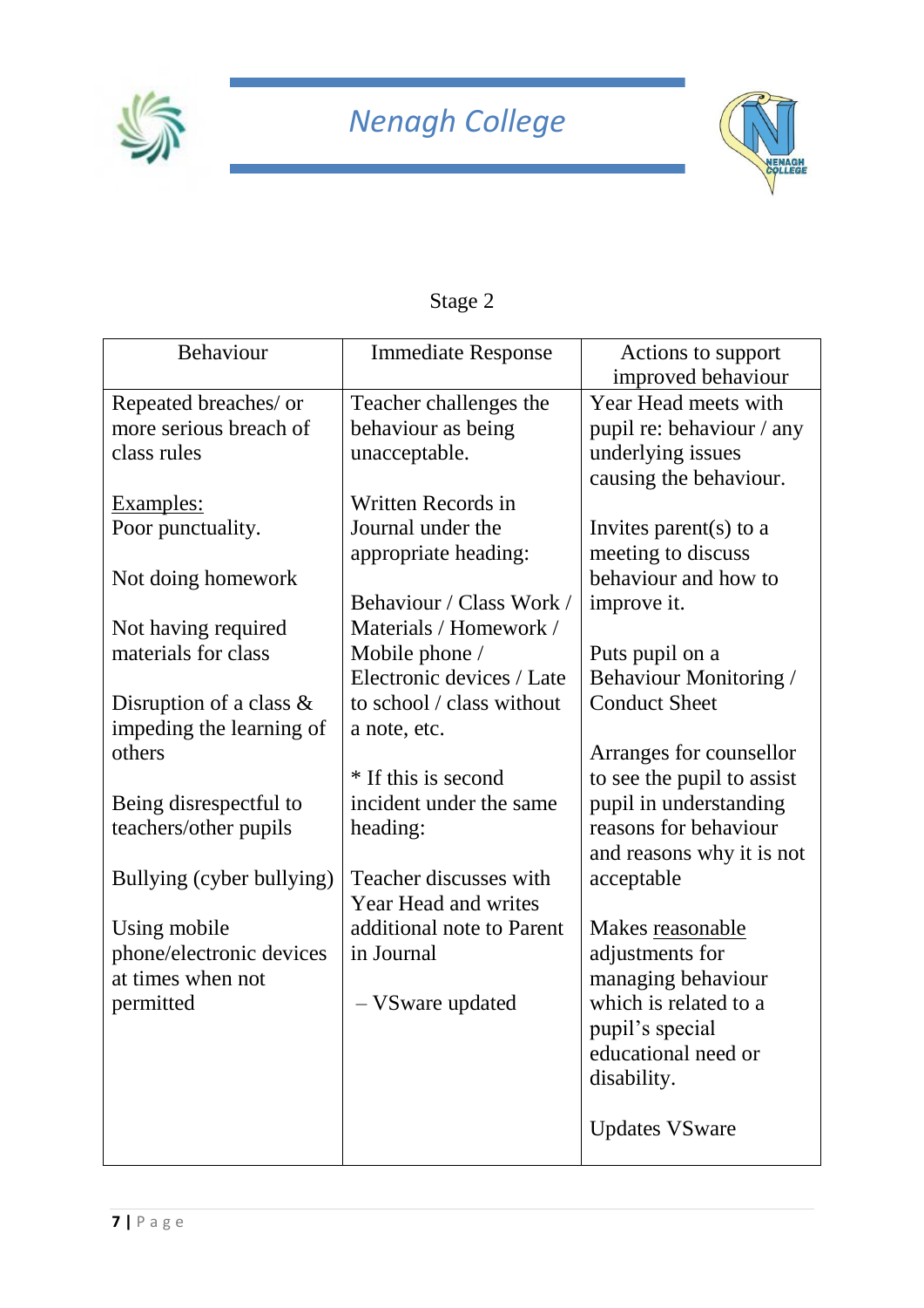# Nenagh College

## Stage 2

| Behaviour | Immediate Response | Actions to support improved behaviour |
|---|---|---|
| Repeated breaches/ or more serious breach of class rules<br><br><u>Examples:</u><br>Poor punctuality.<br><br>Not doing homework<br><br>Not having required materials for class<br><br>Disruption of a class & impeding the learning of others<br><br>Being disrespectful to teachers/other pupils<br><br>Bullying (cyber bullying)<br><br>Using mobile phone/electronic devices at times when not permitted | Teacher challenges the behaviour as being unacceptable.<br><br>Written Records in Journal under the appropriate heading:<br><br>Behaviour / Class Work / Materials / Homework / Mobile phone / Electronic devices / Late to school / class without a note, etc.<br><br>* If this is second incident under the same heading:<br><br>Teacher discusses with Year Head and writes additional note to Parent in Journal<br><br>– VSware updated | Year Head meets with pupil re: behaviour / any underlying issues causing the behaviour.<br><br>Invites parent(s) to a meeting to discuss behaviour and how to improve it.<br><br>Puts pupil on a Behaviour Monitoring / Conduct Sheet<br><br>Arranges for counsellor to see the pupil to assist pupil in understanding reasons for behaviour and reasons why it is not acceptable<br><br>Makes <u>reasonable</u> adjustments for managing behaviour which is related to a pupil's special educational need or disability.<br><br>Updates VSware |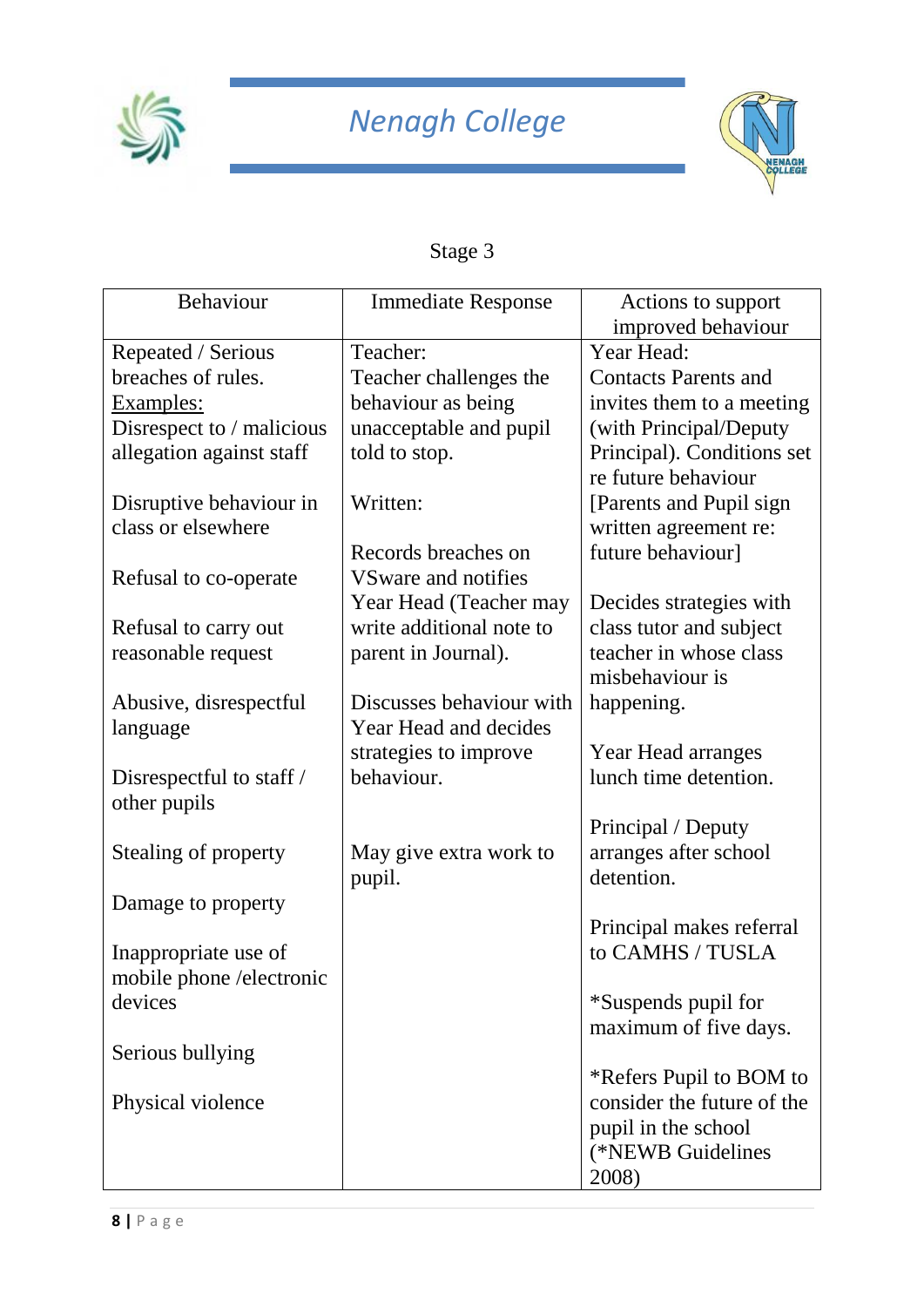Stage 3

| Behaviour | Immediate Response | Actions to support improved behaviour |
| --- | --- | --- |
| Repeated / Serious breaches of rules.<br>Examples:<br>Disrespect to / malicious allegation against staff<br><br>Disruptive behaviour in class or elsewhere<br><br>Refusal to co-operate<br><br>Refusal to carry out reasonable request<br><br>Abusive, disrespectful language<br><br>Disrespectful to staff / other pupils<br><br>Stealing of property<br><br>Damage to property<br><br>Inappropriate use of mobile phone /electronic devices<br><br>Serious bullying<br><br>Physical violence | Teacher:<br>Teacher challenges the behaviour as being unacceptable and pupil told to stop.<br><br>Written:<br><br>Records breaches on VSware and notifies Year Head (Teacher may write additional note to parent in Journal).<br><br>Discusses behaviour with Year Head and decides strategies to improve behaviour.<br><br>May give extra work to pupil. | Year Head:<br>Contacts Parents and invites them to a meeting (with Principal/Deputy Principal). Conditions set re future behaviour [Parents and Pupil sign written agreement re: future behaviour]<br><br>Decides strategies with class tutor and subject teacher in whose class misbehaviour is happening.<br><br>Year Head arranges lunch time detention.<br><br>Principal / Deputy arranges after school detention.<br><br>Principal makes referral to CAMHS / TUSLA<br><br>*Suspends pupil for maximum of five days.<br><br>*Refers Pupil to BOM to consider the future of the pupil in the school (*NEWB Guidelines 2008) |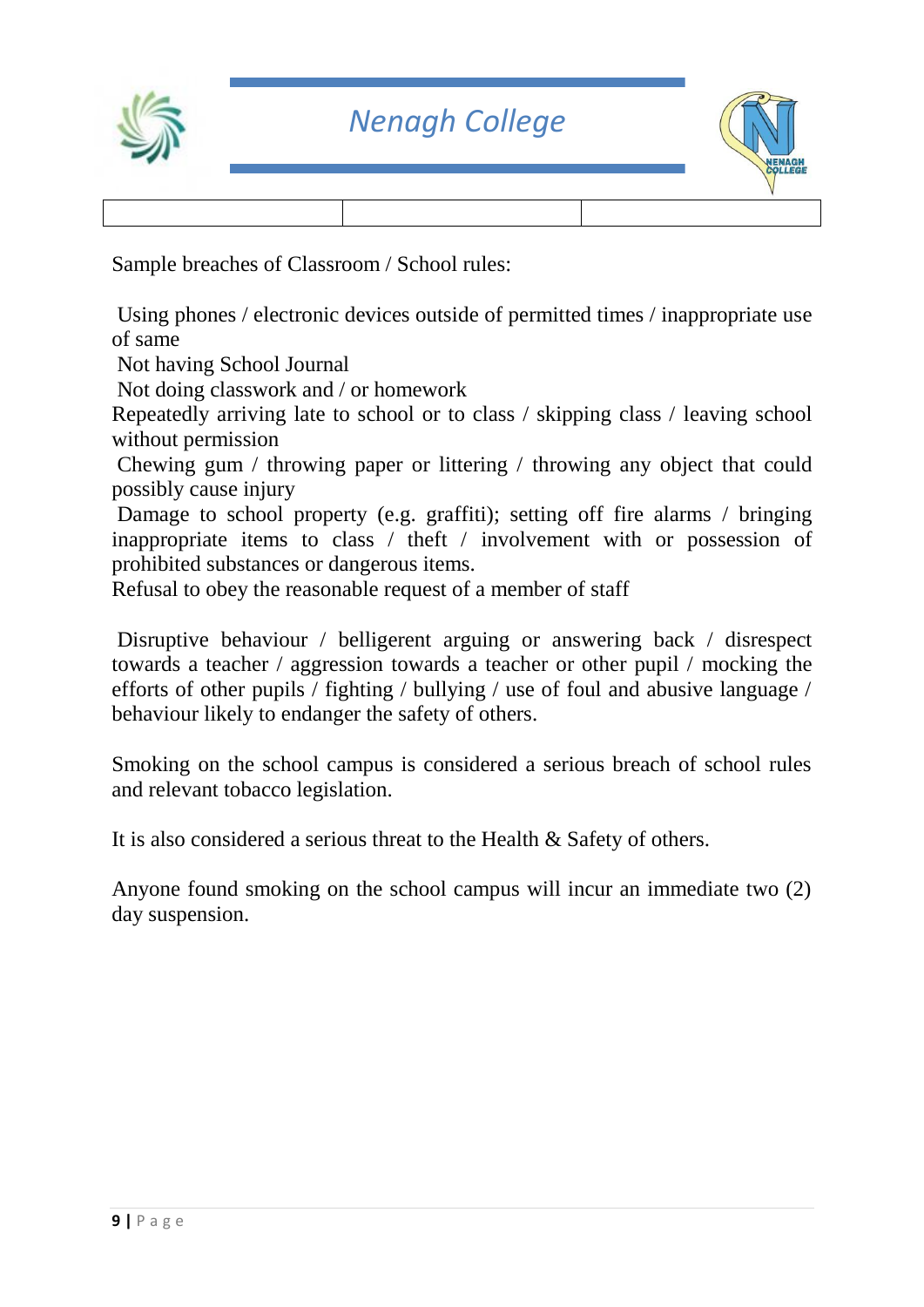Sample breaches of Classroom / School rules:

Using phones / electronic devices outside of permitted times / inappropriate use of same
Not having School Journal
Not doing classwork and / or homework
Repeatedly arriving late to school or to class / skipping class / leaving school without permission
Chewing gum / throwing paper or littering / throwing any object that could possibly cause injury
Damage to school property (e.g. graffiti); setting off fire alarms / bringing inappropriate items to class / theft / involvement with or possession of prohibited substances or dangerous items.
Refusal to obey the reasonable request of a member of staff

Disruptive behaviour / belligerent arguing or answering back / disrespect towards a teacher / aggression towards a teacher or other pupil / mocking the efforts of other pupils / fighting / bullying / use of foul and abusive language / behaviour likely to endanger the safety of others.

Smoking on the school campus is considered a serious breach of school rules and relevant tobacco legislation.

It is also considered a serious threat to the Health & Safety of others.

Anyone found smoking on the school campus will incur an immediate two (2) day suspension.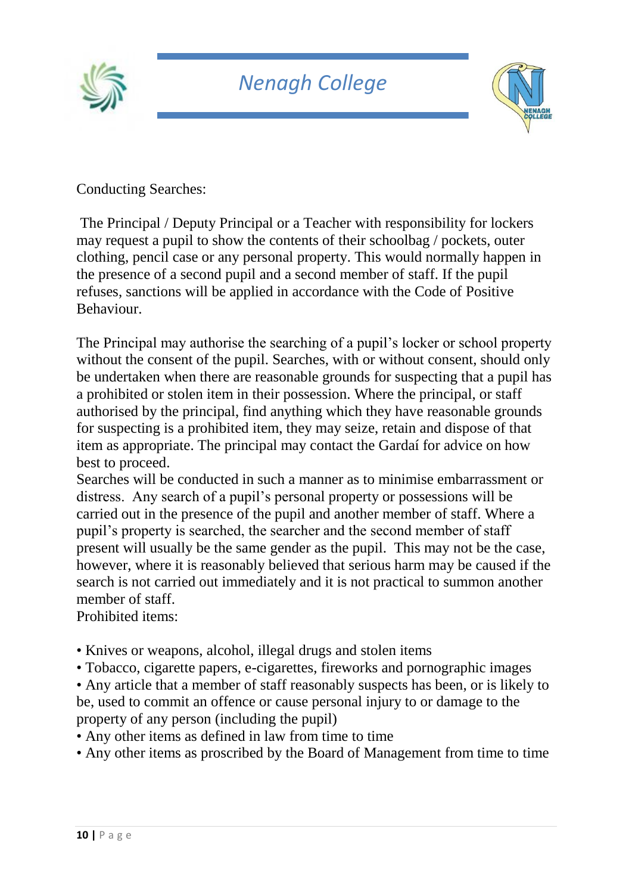Conducting Searches:

The Principal / Deputy Principal or a Teacher with responsibility for lockers may request a pupil to show the contents of their schoolbag / pockets, outer clothing, pencil case or any personal property. This would normally happen in the presence of a second pupil and a second member of staff. If the pupil refuses, sanctions will be applied in accordance with the Code of Positive Behaviour.

The Principal may authorise the searching of a pupil's locker or school property without the consent of the pupil. Searches, with or without consent, should only be undertaken when there are reasonable grounds for suspecting that a pupil has a prohibited or stolen item in their possession. Where the principal, or staff authorised by the principal, find anything which they have reasonable grounds for suspecting is a prohibited item, they may seize, retain and dispose of that item as appropriate. The principal may contact the Gardaí for advice on how best to proceed.

Searches will be conducted in such a manner as to minimise embarrassment or distress. Any search of a pupil's personal property or possessions will be carried out in the presence of the pupil and another member of staff. Where a pupil's property is searched, the searcher and the second member of staff present will usually be the same gender as the pupil. This may not be the case, however, where it is reasonably believed that serious harm may be caused if the search is not carried out immediately and it is not practical to summon another member of staff.

Prohibited items:

- Knives or weapons, alcohol, illegal drugs and stolen items
- Tobacco, cigarette papers, e-cigarettes, fireworks and pornographic images
- Any article that a member of staff reasonably suspects has been, or is likely to be, used to commit an offence or cause personal injury to or damage to the property of any person (including the pupil)
- Any other items as defined in law from time to time
- Any other items as proscribed by the Board of Management from time to time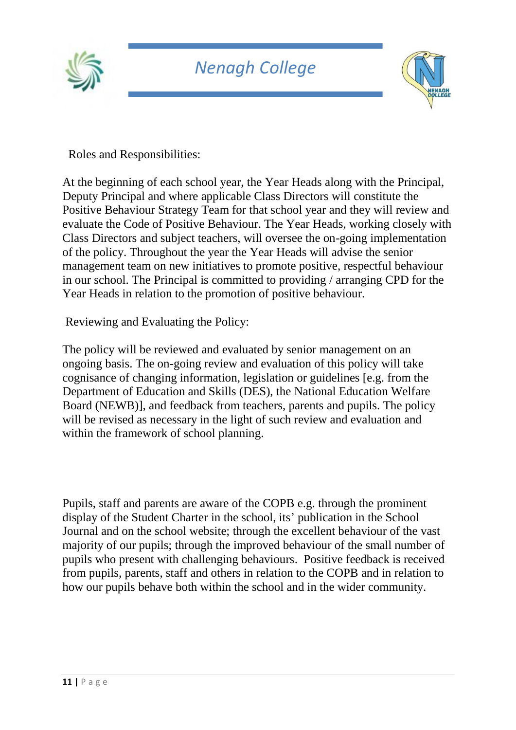Roles and Responsibilities:

At the beginning of each school year, the Year Heads along with the Principal, Deputy Principal and where applicable Class Directors will constitute the Positive Behaviour Strategy Team for that school year and they will review and evaluate the Code of Positive Behaviour. The Year Heads, working closely with Class Directors and subject teachers, will oversee the on-going implementation of the policy. Throughout the year the Year Heads will advise the senior management team on new initiatives to promote positive, respectful behaviour in our school. The Principal is committed to providing / arranging CPD for the Year Heads in relation to the promotion of positive behaviour.

Reviewing and Evaluating the Policy:

The policy will be reviewed and evaluated by senior management on an ongoing basis. The on-going review and evaluation of this policy will take cognisance of changing information, legislation or guidelines [e.g. from the Department of Education and Skills (DES), the National Education Welfare Board (NEWB)], and feedback from teachers, parents and pupils. The policy will be revised as necessary in the light of such review and evaluation and within the framework of school planning.

Pupils, staff and parents are aware of the COPB e.g. through the prominent display of the Student Charter in the school, its' publication in the School Journal and on the school website; through the excellent behaviour of the vast majority of our pupils; through the improved behaviour of the small number of pupils who present with challenging behaviours. Positive feedback is received from pupils, parents, staff and others in relation to the COPB and in relation to how our pupils behave both within the school and in the wider community.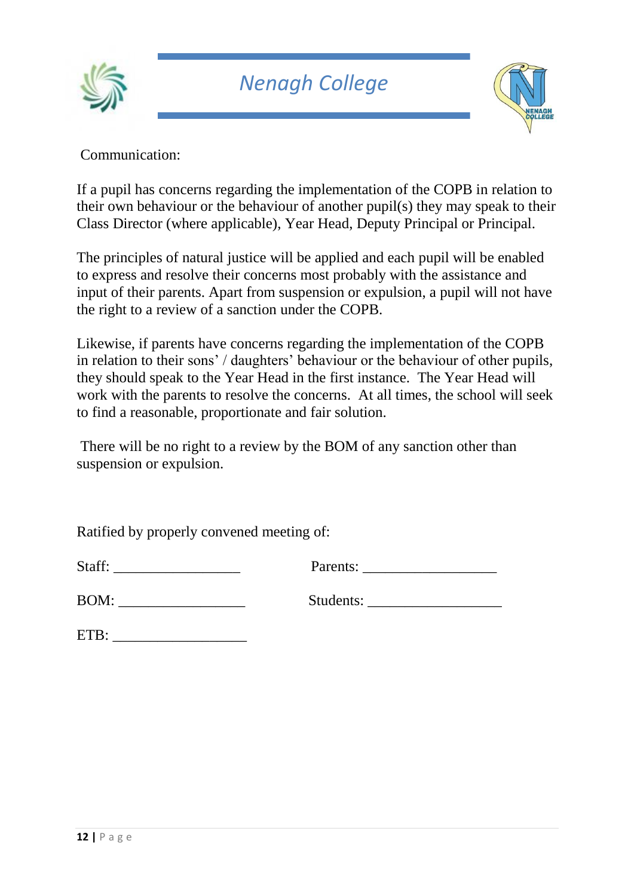Communication:

If a pupil has concerns regarding the implementation of the COPB in relation to their own behaviour or the behaviour of another pupil(s) they may speak to their Class Director (where applicable), Year Head, Deputy Principal or Principal.

The principles of natural justice will be applied and each pupil will be enabled to express and resolve their concerns most probably with the assistance and input of their parents. Apart from suspension or expulsion, a pupil will not have the right to a review of a sanction under the COPB.

Likewise, if parents have concerns regarding the implementation of the COPB in relation to their sons' / daughters' behaviour or the behaviour of other pupils, they should speak to the Year Head in the first instance. The Year Head will work with the parents to resolve the concerns. At all times, the school will seek to find a reasonable, proportionate and fair solution.

There will be no right to a review by the BOM of any sanction other than suspension or expulsion.

Ratified by properly convened meeting of:

Staff: _________________ Parents: __________________

BOM: _________________ Students: __________________

ETB: __________________